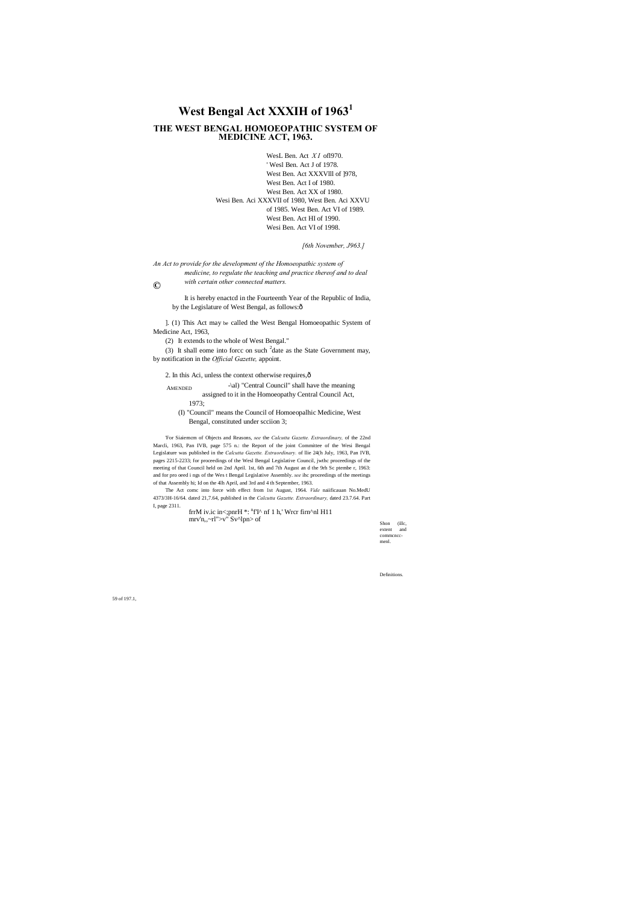# West Bengal Act XXXIH of 1963[1]

## THE WEST BENGAL HOMOEOPATHIC SYSTEM OF MEDICINE ACT, 1963.

WesL Ben. Act *XI* ofl970.
' Wesl Ben. Act J of 1978.
West Ben. Act XXXVlll of ]978,
West Ben. Act I of 1980.
West Ben. Act XX of 1980.
Wesi Ben. Aci XXXVII of 1980, West Ben. Aci XXVU of 1985. West Ben. Act VI of 1989.
West Ben. Act HI of 1990.
Wesi Ben. Act VI of 1998.

*[6th November, J963.]*

*An Act to provide for the development of the Homoeopathic system of medicine, to regulate the teaching and practice thereof and to deal with certain other connected matters.*

©

It is hereby enactcd in the Fourteenth Year of the Republic of India, by the Legislature of West Bengal, as follows:ô

Shon (illc, extent and commcncc-menl.

]. (1) This Act may be called the West Bengal Homoeopathic System of Medicine Act, 1963,

(2) It extends to the whole of West Bengal."

(3) It shall eome into forcc on such [2]date as the State Government may, by notification in the *Official Gazette,* appoint.

Definitions.

2. In this Aci, unless the context otherwise requires,ô

AMENDED

-\al) "Central Council" shall have the meaning assigned to it in the Homoeopathy Central Council Act, 1973;

59 of 197.1,

(I) "Council" means the Council of Homoeopalhic Medicine, West Bengal, constituted under scciion 3;

'For Siaiemcm of Objects and Reasons, *see* the *Calcutta Gazette. Extraordinary,* of the 22nd Marcli, 1963, Pan IVB, page 575 n.: the Report of the joint Committee of the Wesi Bengal Legislature was published in the *Calcutta Gazette. Extraordinary.* of llie 24(h July, 1963, Pan IVB, pages 2215-2233; for proceedings of the Wesl Bengal Legislative Council, jwthc proceedings of the meeting of that Council held on 2nd April. 1st, 6th and 7th August an d the 9th Sc ptembe r, 1963: and for pro oeed i ngs of the Wes t Bengal Legislative Assembly. *see* ihc proceedings of the meetings of that Assembly hi; Id on the 4lh April, and 3rd and 4 th September, 1963.

The Act comc into force with effect from 1st August, 1964. *Vide* naiificauan No.MedU 4373/3H-16/64. dated 21,7.64, published in the *Calcutta Gazette. Extraordinary,* dated 23.7.64. Part I, page 2311.

frrM iv.ic in<;pnrH *: "f'I^ nf 1 h,' Wrcr firn^nl H11 mrv'n,,~rl">v" Sv^lpn> of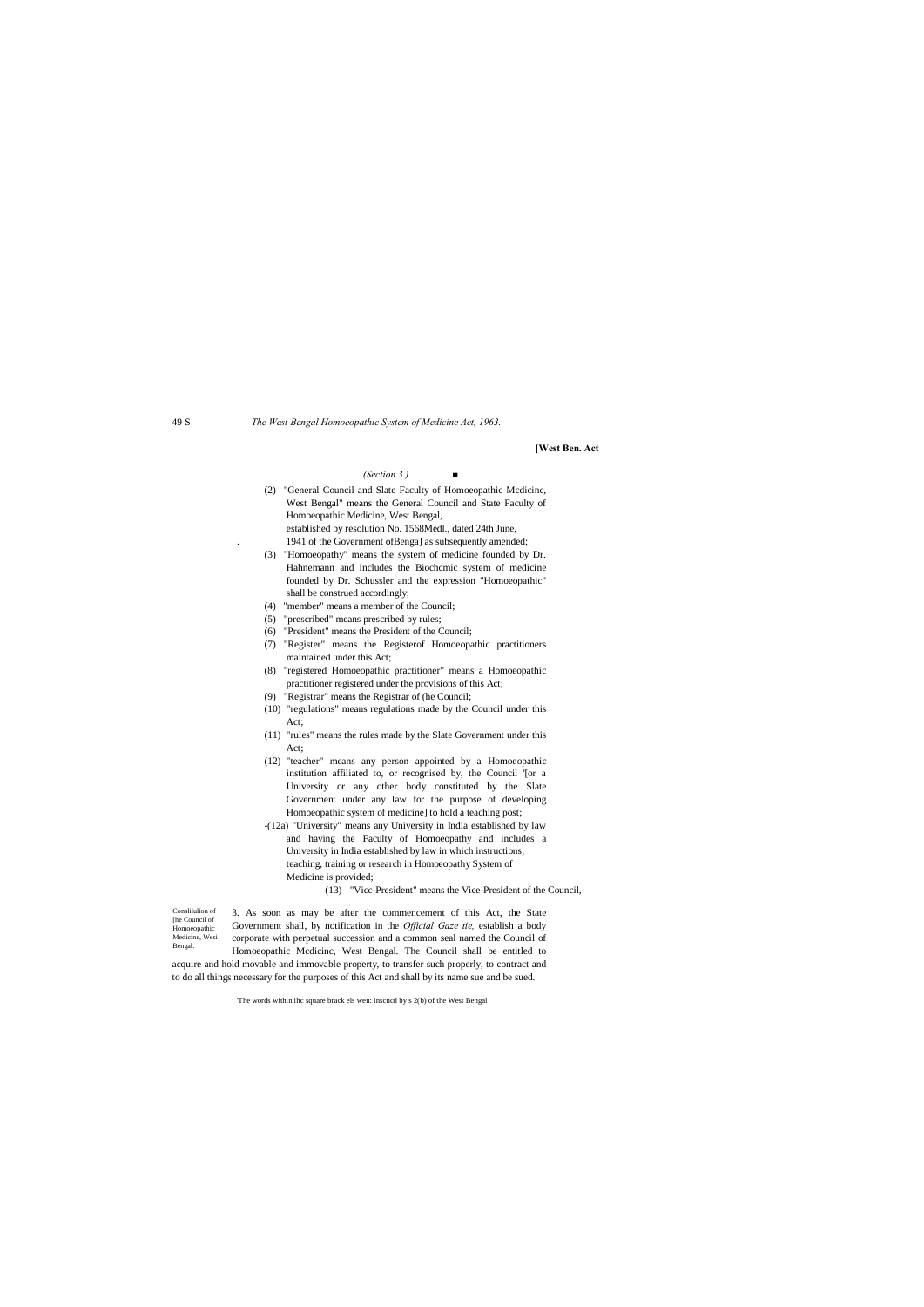*(Section 3.)*

(2) "General Council and Slate Faculty of Homoeopathic Mcdicinc, West Bengal" means the General Council and State Faculty of Homoeopathic Medicine, West Bengal, established by resolution No. 1568Medl., dated 24th June, 1941 of the Government ofBenga] as subsequently amended;

(3) "Homoeopathy" means the system of medicine founded by Dr. Hahnemann and includes the Biochcmic system of medicine founded by Dr. Schussler and the expression "Homoeopathic" shall be construed accordingly;

(4) "member" means a member of the Council;

(5) "prescribed" means prescribed by rules;

(6) "President" means the President of the Council;

(7) "Register" means the Registerof Homoeopathic practitioners maintained under this Act;

(8) "registered Homoeopathic practitioner" means a Homoeopathic practitioner registered under the provisions of this Act;

(9) "Registrar" means the Registrar of (he Council;

(10) "regulations" means regulations made by the Council under this Act;

(11) "rules" means the rules made by the Slate Government under this Act;

(12) "teacher" means any person appointed by a Homoeopathic institution affiliated to, or recognised by, the Council '[or a University or any other body constituted by the Slate Government under any law for the purpose of developing Homoeopathic system of medicine] to hold a teaching post;

-(12a) "University" means any University in India established by law and having the Faculty of Homoeopathy and includes a University in India established by law in which instructions, teaching, training or research in Homoeopathy System of Medicine is provided;

(13) "Vicc-President" means the Vice-President of the Council,

Conslilulion of [he Council of Homoeopathic Medicine, Wesi Bengal.

3. As soon as may be after the commencement of this Act, the State Government shall, by notification in the *Official Gaze tie,* establish a body corporate with perpetual succession and a common seal named the Council of Homoeopathic Mcdicinc, West Bengal. The Council shall be entitled to acquire and hold movable and immovable property, to transfer such properly, to contract and to do all things necessary for the purposes of this Act and shall by its name sue and be sued.

'The words within ihc square brack els wen: inscncd by s 2(b) of the West Bengal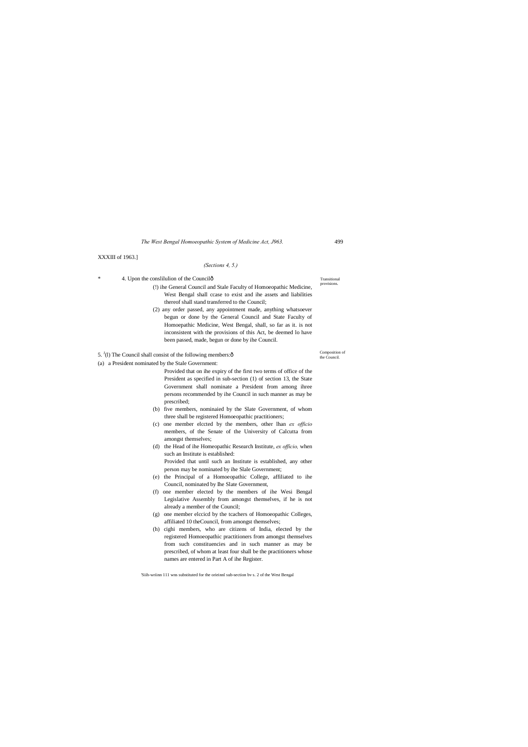XXXIII of 1963.]

*(Sections 4, 5.)*

\* 4. Upon the conslilulion of the Councilô

Transitional provisions.

(!) ihe General Council and Stale Faculty of Homoeopathic Medicine, West Bengal shall ccase to exist and ihe assets and liabilities thereof shall stand transferred to the Council;

(2) any order passed, any appointment made, anything whatsoever begun or done by the General Council and State Faculty of Homoepathic Medicine, West Bengal, shall, so far as it. is not inconsistent with the provisions of this Act, be deemed lo have been passed, made, begun or done by ihe Council.

Composition of the Council.

5. [J](l) The Council shall consist of the following members:ô

(a) a President nominated by the Stale Government:

Provided that on ihe expiry of the first two terms of office of the President as specified in sub-section (1) of section 13, the State Government shall nominate a President from among ihree persons recommended by ihe Council in such manner as may be prescribed;

(b) five members, nominaied by the Slate Government, of whom three shall be registered Homoeopathic practitioners;

(c) one member elccted by the members, other lhan *ex officio* members, of the Senate of the University of Calcutta from amongst themselves;

(d) the Head of ihe Homeopathic Research Institute, *ex officio,* when such an Institute is established:

Provided that until such an Institute is established, any other person may be nominated by ihe Slale Government;

(e) the Principal of a Homoeopathic College, affiliated to ihe Council, nominated by Ihe Slate Government,

(f) one member elected by the members of ihe Wesi Bengal Legislative Assembly from amongst themselves, if he is not already a member of the Council;

(g) one member elccicd by the tcachers of Homoeopathic Colleges, affiliated 10 theCouncil, from amongst themselves;

(h) cighi members, who are citizens of India, elected by the registered Homoeopathic practitioners from amongst themselves from such constituencies and in such manner as may be prescribed, of whom at least four shall be the practitioners whose names are entered in Part A of ihe Register.

'Siih-wriinn 111 wns substituted for the orieinnl sub-section bv s. 2 of the West Bengal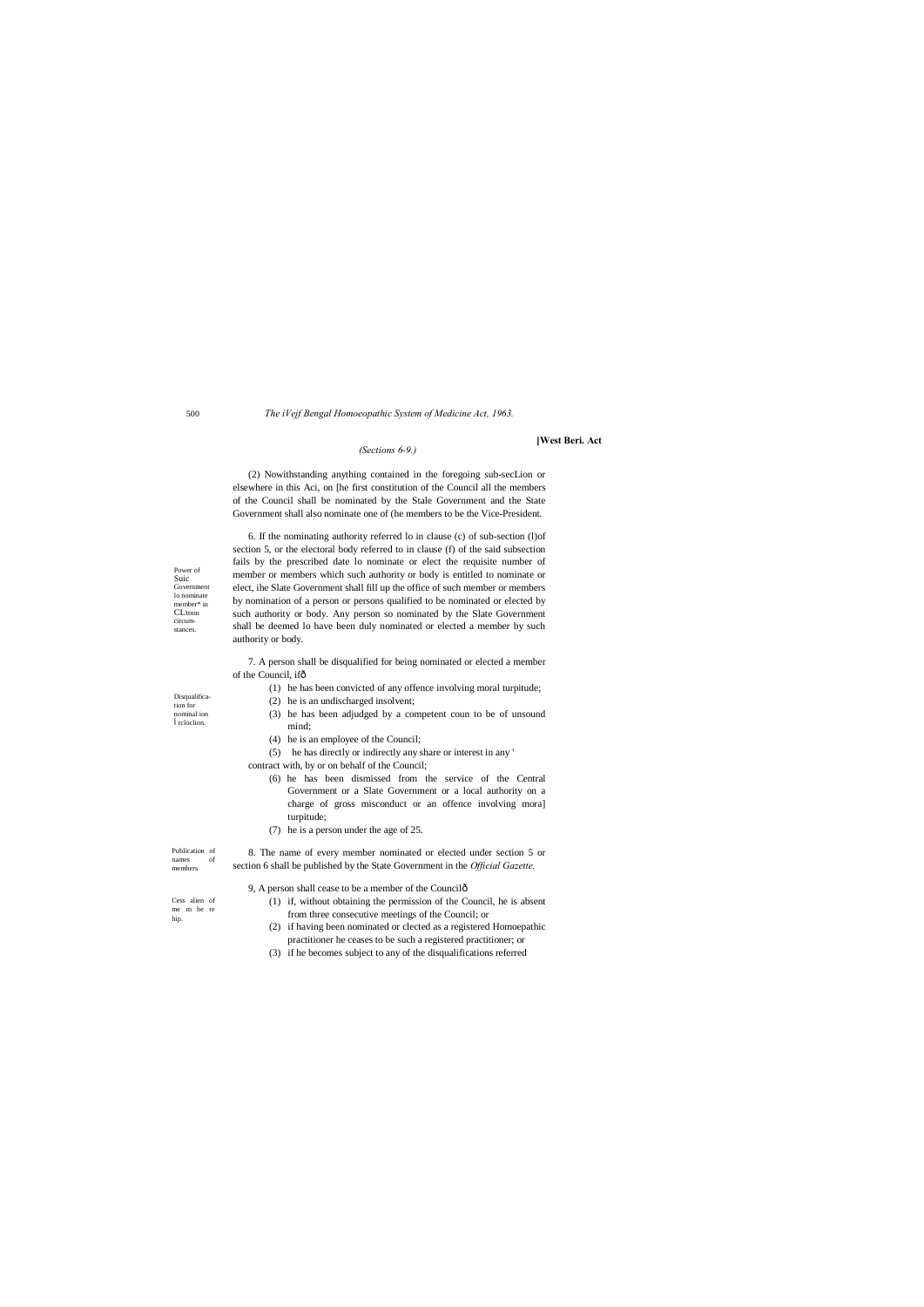*(Sections 6-9.)*

(2) Nowithstanding anything contained in the foregoing sub-secLion or elsewhere in this Aci, on [he first constitution of the Council all the members of the Council shall be nominated by the Stale Government and the State Government shall also nominate one of (he members to be the Vice-President.

Power of Suic Government lo nominate member* in CL'tnin circum-stances.

6. If the nominating authority referred lo in clause (c) of sub-section (l)of section 5, or the electoral body referred to in clause (f) of the said subsection fails by the prescribed date lo nominate or elect the requisite number of member or members which such authority or body is entitled to nominate or elect, ihe Slate Government shall fill up the office of such member or members by nomination of a person or persons qualified to be nominated or elected by such authority or body. Any person so nominated by the Slate Government shall be deemed lo have been duly nominated or elected a member by such authority or body.

Disqualifica-tion for nominal ion Í rcloclion.

7. A person shall be disqualified for being nominated or elected a member of the Council, ifô

(1) he has been convicted of any offence involving moral turpitude;

(2) he is an undischarged insolvent;

(3) he has been adjudged by a competent coun to be of unsound mind;

(4) he is an employee of the Council;

(5) he has directly or indirectly any share or interest in any ' contract with, by or on behalf of the Council;

(6) he has been dismissed from the service of the Central Government or a Slate Government or a local authority on a charge of gross misconduct or an offence involving mora] turpitude;

(7) he is a person under the age of 25.

Publication of names of members

8. The name of every member nominated or elected under section 5 or section 6 shall be published by the State Government in the *Official Gazette.*

Cess alien of me m be re hip.

9, A person shall cease to be a member of the Councilô

(1) if, without obtaining the permission of the Council, he is absent from three consecutive meetings of the Council; or

(2) if having been nominated or clected as a registered Homoepathic practitioner he ceases to be such a registered practitioner; or

(3) if he becomes subject to any of the disqualifications referred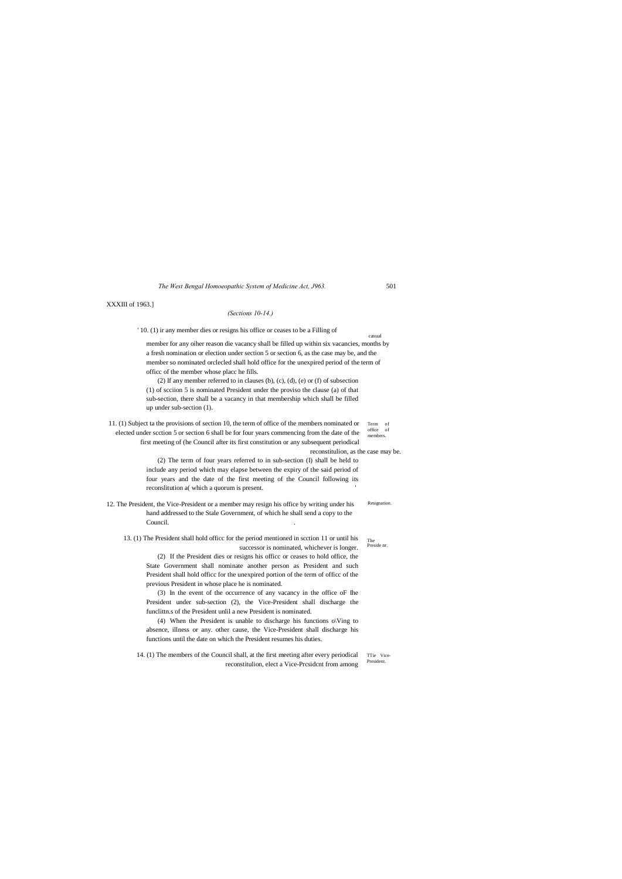XXXIII of 1963.]

*(Sections 10-14.)*

' 10. (1) ir any member dies or resigns his office or ceases to be a member for any oiher reason die vacancy shall be filled up within six months by a fresh nomination or election under section 5 or section 6, as the case may be, and the member so nominated orclecled shall hold office for the unexpired period of the term of officc of the member whose placc he fills.

Filling of casual vacancies.

(2) If any member referred to in clauses (b), (c), (d), (e) or (f) of subsection (1) of scciion 5 is nominated President under the proviso the clause (a) of that sub-section, there shall be a vacancy in that membership which shall be filled up under sub-section (1).

11. (1) Subject ta the provisions of section 10, the term of office of the members nominated or elected under scction 5 or section 6 shall be for four years commencing from the date of the first meeting of (he Council after its first constitution or any subsequent periodical reconstitulion, as the case may be.

Term of office of members.

(2) The term of four years referred to in sub-section (I) shall be held to include any period which may elapse between the expiry of the said period of four years and the date of the first meeting of the Council following its reconslitution a( which a quorum is present.

12. The President, the Vice-President or a member may resign his office by writing under his hand addressed to the Stale Government, of which he shall send a copy to the Council.

Resignation.

13. (1) The President shall hold officc for the period mentioned in scction 11 or until his successor is nominated, whichever is longer.

The Preside nr.

(2) If the President dies or resigns his officc or ceases to hold office, the State Government shall nominate another person as President and such President shall hold officc for the unexpired portion of the term of officc of the previous President in whose place he is nominated.

(3) In the event of the occurrence of any vacancy in the office oF Ihe President under sub-section (2), the Vice-President shall discharge the funclittn.s of the President unlil a new President is nominated.

(4) When the President is unable to discharge his functions o\Ving to absence, illness or any. other cause, the Vice-President shall discharge his functions until the date on which the President resumes his duties.

14. (1) The members of the Council shall, at the first meeting after every periodical reconstitulion, elect a Vice-Prcsidcnt from among

TTie Vice-President.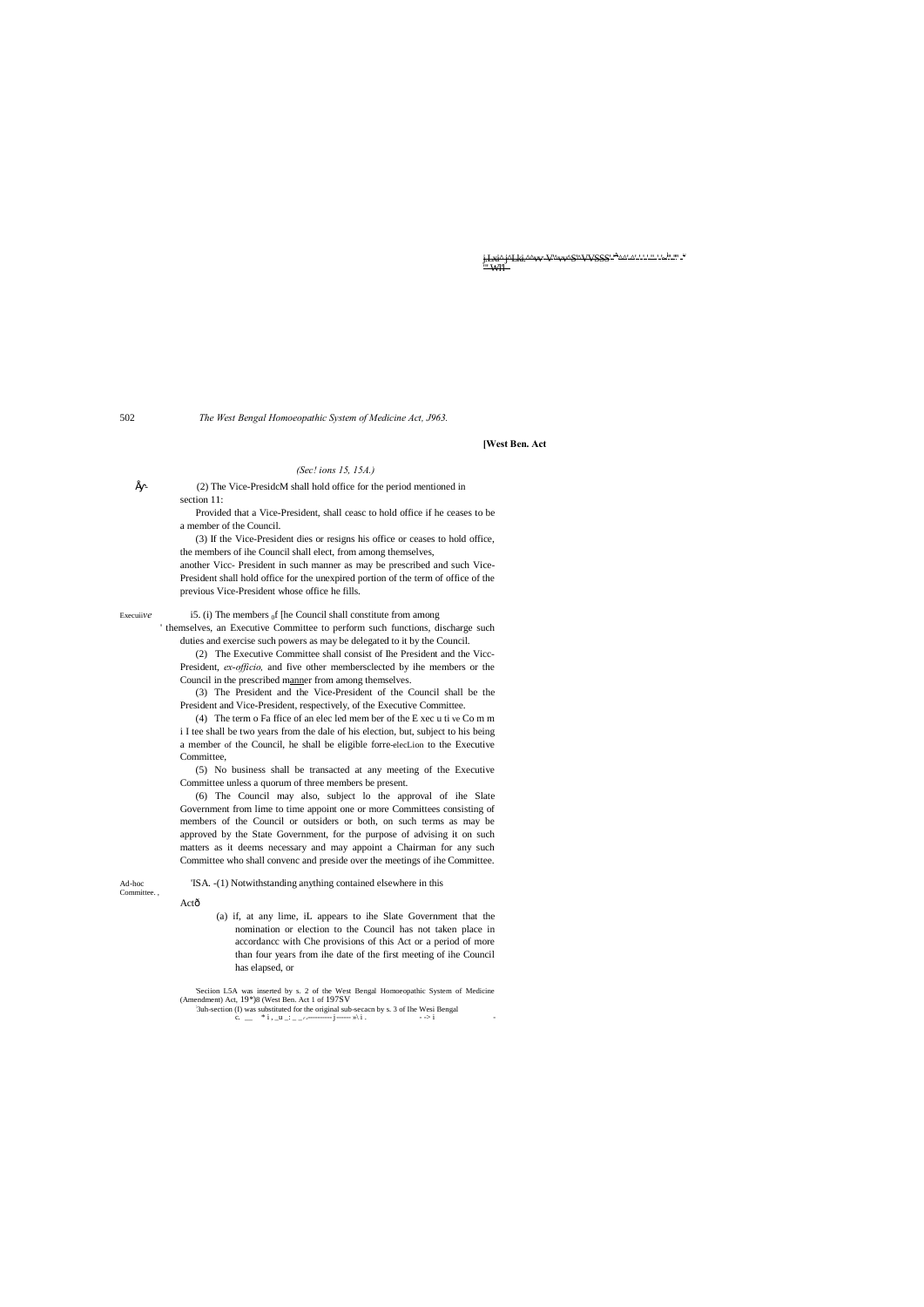*(Sec! ions 15, 15A.)*

(2) The Vice-PresidcM shall hold office for the period mentioned in section 11:

Provided that a Vice-President, shall ceasc to hold office if he ceases to be a member of the Council.

(3) If the Vice-President dies or resigns his office or ceases to hold office, the members of ihe Council shall elect, from among themselves, another Vicc- President in such manner as may be prescribed and such Vice-President shall hold office for the unexpired portion of the term of office of the previous Vice-President whose office he fills.

Execuii*ve*

i5. (i) The members of [he Council shall constitute from among themselves, an Executive Committee to perform such functions, discharge such duties and exercise such powers as may be delegated to it by the Council.

(2) The Executive Committee shall consist of Ihe President and the Vicc-President, *ex-officio,* and five other membersclected by ihe members or the Council in the prescribed manner from among themselves.

(3) The President and the Vice-President of the Council shall be the President and Vice-President, respectively, of the Executive Committee.

(4) The term o Fa ffice of an elec led mem ber of the E xec u ti ve Co m m i I tee shall be two years from the dale of his election, but, subject to his being a member of the Council, he shall be eligible forre-elecLion to the Executive Committee,

(5) No business shall be transacted at any meeting of the Executive Committee unless a quorum of three members be present.

(6) The Council may also, subject lo the approval of ihe Slate Government from lime to time appoint one or more Committees consisting of members of the Council or outsiders or both, on such terms as may be approved by the State Government, for the purpose of advising it on such matters as it deems necessary and may appoint a Chairman for any such Committee who shall convenc and preside over the meetings of ihe Committee.

Ad-hoc Committee.

'ISA. -(1) Notwithstanding anything contained elsewhere in this Act—

(a) if, at any lime, iL appears to ihe Slate Government that the nomination or election to the Council has not taken place in accordancc with Che provisions of this Act or a period of more than four years from ihe date of the first meeting of ihe Council has elapsed, or

'Seciion L5A was inserted by s. 2 of the West Bengal Homoeopathic System of Medicine (Amendment) Act, 19*)8 (West Ben. Act 1 of 197SV

'3uh-section (I) was substituted for the original sub-secacn by s. 3 of Ihe Wesi Bengal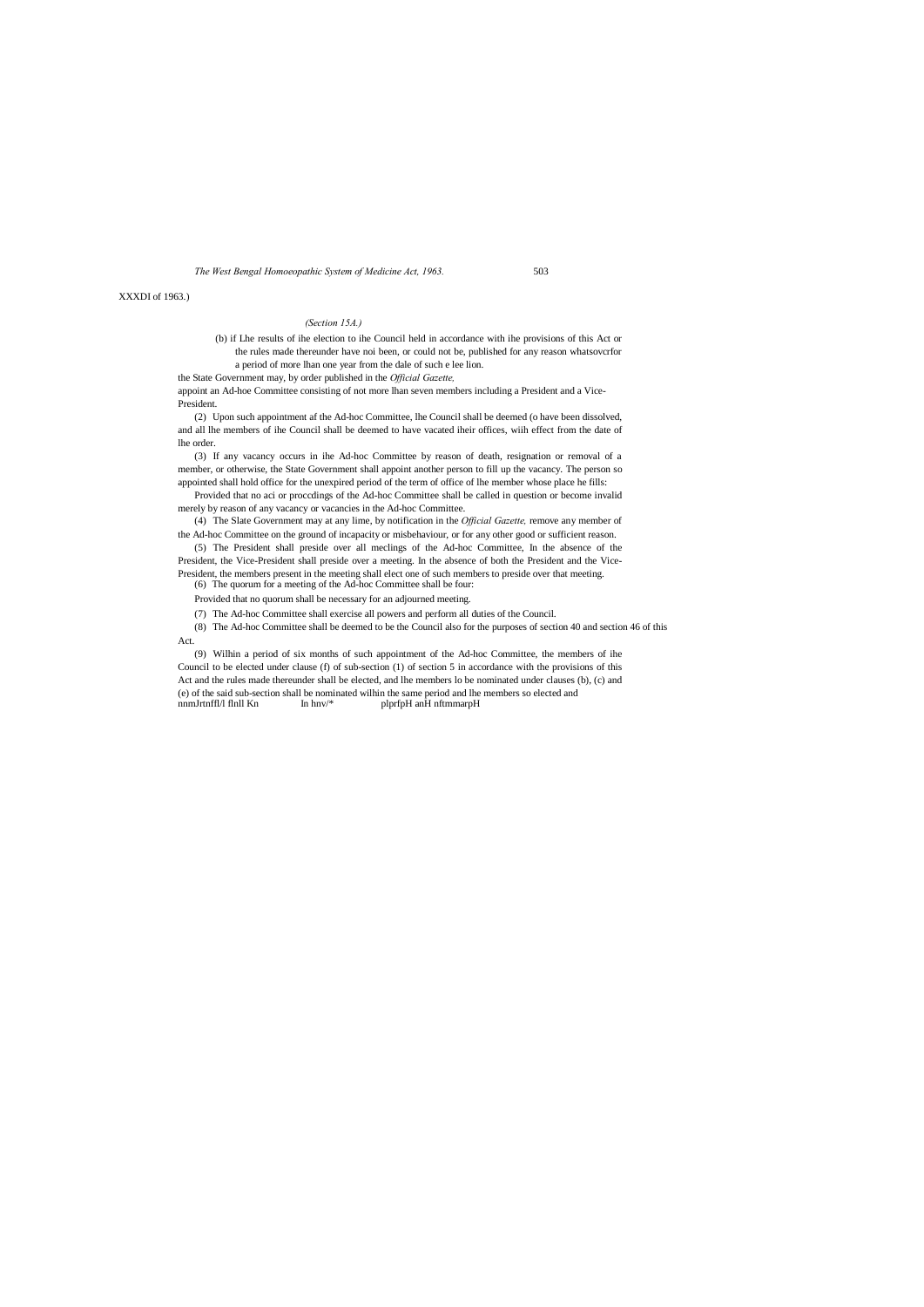XXXDI of 1963.)

*(Section 15A.)*

(b) if Lhe results of ihe election to ihe Council held in accordance with ihe provisions of this Act or the rules made thereunder have noi been, or could not be, published for any reason whatsovcrfor a period of more lhan one year from the dale of such e lee lion.

the State Government may, by order published in the *Official Gazette,* appoint an Ad-hoe Committee consisting of not more lhan seven members including a President and a Vice-President.

(2) Upon such appointment af the Ad-hoc Committee, lhe Council shall be deemed (o have been dissolved, and all lhe members of ihe Council shall be deemed to have vacated iheir offices, wiih effect from the date of lhe order.

(3) If any vacancy occurs in ihe Ad-hoc Committee by reason of death, resignation or removal of a member, or otherwise, the State Government shall appoint another person to fill up the vacancy. The person so appointed shall hold office for the unexpired period of the term of office of lhe member whose place he fills:

Provided that no aci or proccdings of the Ad-hoc Committee shall be called in question or become invalid merely by reason of any vacancy or vacancies in the Ad-hoc Committee.

(4) The Slate Government may at any lime, by notification in the *Official Gazette,* remove any member of the Ad-hoc Committee on the ground of incapacity or misbehaviour, or for any other good or sufficient reason.

(5) The President shall preside over all meclings of the Ad-hoc Committee, In the absence of the President, the Vice-President shall preside over a meeting. In the absence of both the President and the Vice-President, the members present in the meeting shall elect one of such members to preside over that meeting.

(6) The quorum for a meeting of the Ad-hoc Committee shall be four:

Provided that no quorum shall be necessary for an adjourned meeting.

(7) The Ad-hoc Committee shall exercise all powers and perform all duties of the Council.

(8) The Ad-hoc Committee shall be deemed to be the Council also for the purposes of section 40 and section 46 of this Act.

(9) Wilhin a period of six months of such appointment of the Ad-hoc Committee, the members of ihe Council to be elected under clause (f) of sub-section (1) of section 5 in accordance with the provisions of this Act and the rules made thereunder shall be elected, and lhe members lo be nominated under clauses (b), (c) and (e) of the said sub-section shall be nominated wilhin the same period and lhe members so elected and nnmJrtnffl/l flnll Kn ln hnv/* plprfpH anH nftmmarpH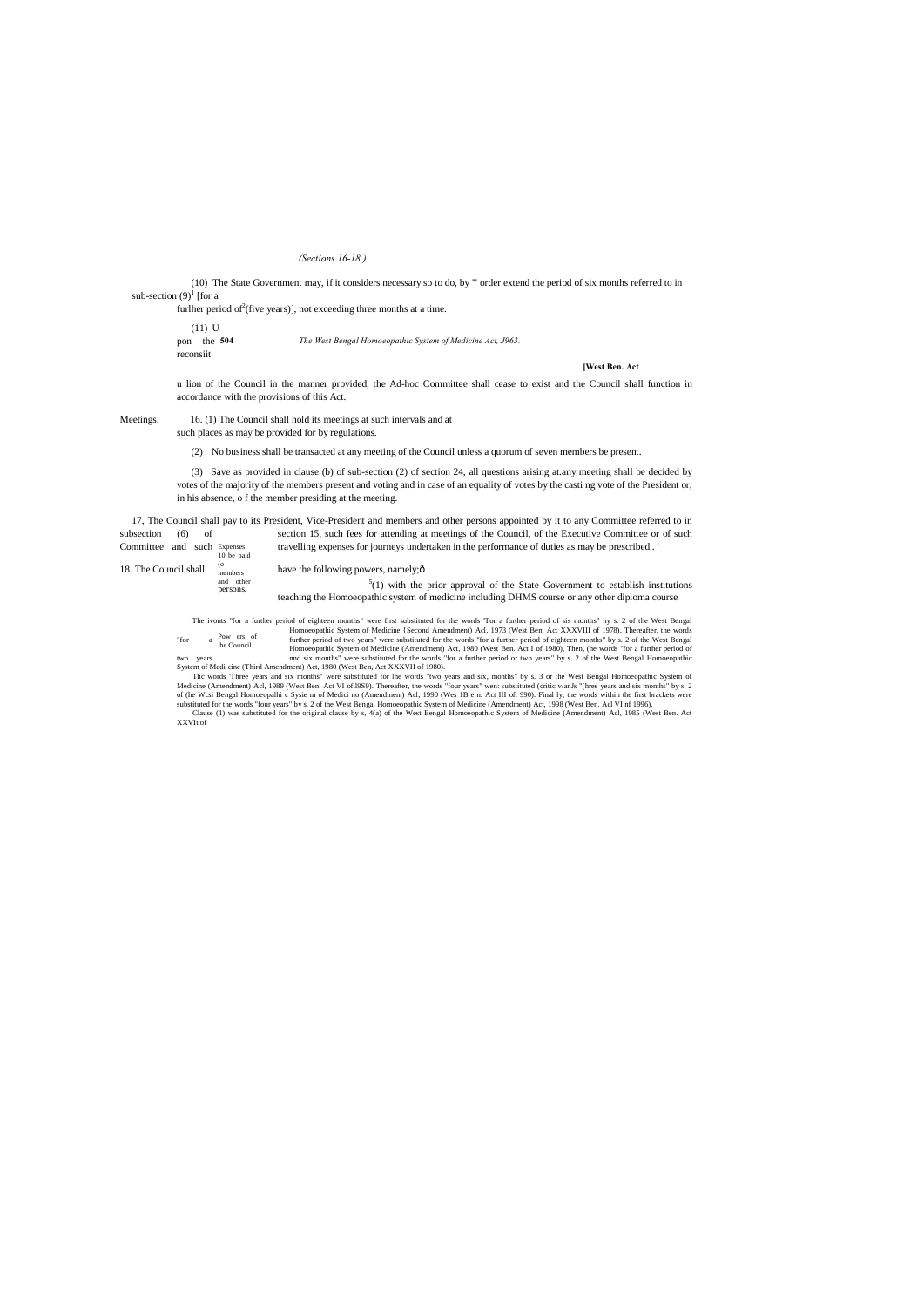*(Sections 16-18.)*

(10) The State Government may, if it considers necessary so to do, by "' order extend the period of six months referred to in sub-section (9)[1] [for a furlher period of[2](five years)], not exceeding three months at a time.

(11) Upon the reconsiitution of the Council in the manner provided, the Ad-hoc Committee shall cease to exist and the Council shall function in accordance with the provisions of this Act.

Meetings.

16. (1) The Council shall hold its meetings at such intervals and at such places as may be provided for by regulations.

(2) No business shall be transacted at any meeting of the Council unless a quorum of seven members be present.

(3) Save as provided in clause (b) of sub-section (2) of section 24, all questions arising at.any meeting shall be decided by votes of the majority of the members present and voting and in case of an equality of votes by the casti ng vote of the President or, in his absence, o f the member presiding at the meeting.

Expenses 10 be paid (o members and other persons.

17, The Council shall pay to its President, Vice-President and members and other persons appointed by it to any Committee referred to in subsection (6) of section 15, such fees for attending at meetings of the Council, of the Executive Committee or of such Committee and such travelling expenses for journeys undertaken in the performance of duties as may be prescribed.. '

Powers of the Council.

18. The Council shall have the following powers, namely;ô

[5](1) with the prior approval of the State Government to establish institutions teaching the Homoeopathic system of medicine including DHMS course or any other diploma course

[1]The ivonts "for a further period of eighteen months" were first substituted for the words 'Tor a further period of sis months" hy s. 2 of the West Bengal Homoeopathic System of Medicine {Second Amendment) Acl, 1973 (West Ben. Act XXXVIII of 1978). Thereafter, the words "for a further period of two years" were substituted for the words "for a further period of eighteen months" by s. 2 of the West Bengal Homoeopathic System of Medicine (Amendment) Act, 1980 (West Ben. Act I of 1980), Then, (he words "for a further period of two years nnd six months" were substituted for the words "for a further period or two years" by s. 2 of the West Bengal Homoeopathic System of Medi cine (Third Amendment) Act, 1980 (West Ben, Act XXXVII of 1980).

[2]Thc words 'Three years and six months" were substituted for lhe words "two years and six, months" by s. 3 or the West Bengal Homoeopathic System of Medicine (Amendment) Acl, 1989 (West Ben. Act VI of.l9S9). Thereafter, the words "four years" wen: substituted (critic v/anJs "(hree years and six months" by s. 2 of (he Wcsi Bengal Homoeopalhi c Sysie m of Medici no (Amendment) Acl, 1990 (Wes 1B e n. Act III ofl 990). Final ly, the words within the first brackets were substituted for the words "four years" by s. 2 of the West Bengal Homoeopathic System of Medicine (Amendment) Act, 1998 (West Ben. Acl VI nf 1996).

[5]Clause (1) was substituted for the original clause by s, 4(a) of the West Bengal Homoeopathic System of Medicine (Amendment) Acl, 1985 (West Ben. Act XXVIt of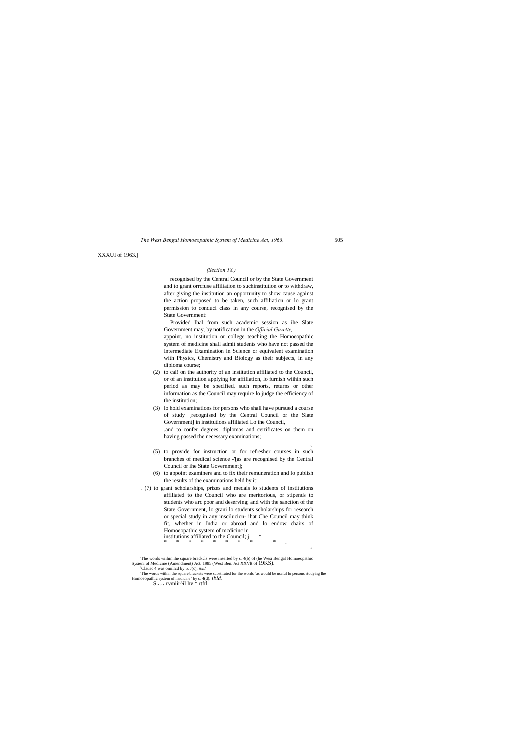XXXUI of 1963.]

*(Section 18.)*

recognised by the Central Council or by the State Government and to grant orrcfuse affiliation to suchinstitution or to withdraw, after giving the institution an opportunity to show cause against the action proposed to be taken, such affiliation or lo grant permission to conduci class in any course, recognised by the State Government:

Provided lhal from such academic session as ihe Slate Government may, by notification in the *Official Gazette,* appoint, no institution or college teaching the Homoeopathic system of medicine shall admit students who have not passed the Intermediate Examination in Science or equivalent examination with Physics, Chemistry and Biology as their subjects, in any diploma course;

(2) to cal! on the authority of an institution affiliated to the Council, or of an institution applying for affiliation, lo furnish wiihin such period as may be specified, such reports, returns or other information as the Council may require lo judge the efficiency of the institution;

(3) lo hold examinations for persons who shall have pursued a course of study '[recognised by the Central Council or the Slate Government] in institutions affiliated Lo ihe Council,
.and to confer degrees, diplomas and certificates on them on having passed the necessary examinations;

(5) to provide for instruction or for refresher courses in such branches of medical science -'[as are recognised by the Central Council or ihe State Government];

(6) to appoint examiners and to fix their remuneration and lo publish the results of the examinations held by it;

(7) to grant scholarships, prizes and medals lo students of institutions affiliated to the Council who are meritorious, or stipends to students who arc poor and deserving; and with the sanction of the State Government, lo grani lo students scholarships for research or special study in any inscilucion- ihat Che Council may think fit, whether in India or abroad and lo endow chairs of Homoeopathic system of mcdicinc in institutions affiliated to the Council; j *

\* \* \* \* \* \* \* \* \*

'The words wiihin ihe square brackcls were inserted by s, 4(b) of (he Wesi Bengal Homoeopathic Sysieni of Medicine (Amendment) Act. 1985 (West Ben. Aci XXVlt of 19KS).

'Clausc 4 was omillcd by 5. J(c), *ibid.*

'The words within the square brackets were substituted for ihe words "as would be useful lo persons studying lhe Homoeopathic system of medicine" by s. 4(d). *ibid.*

S ... rvmiir^il hv * rtfrl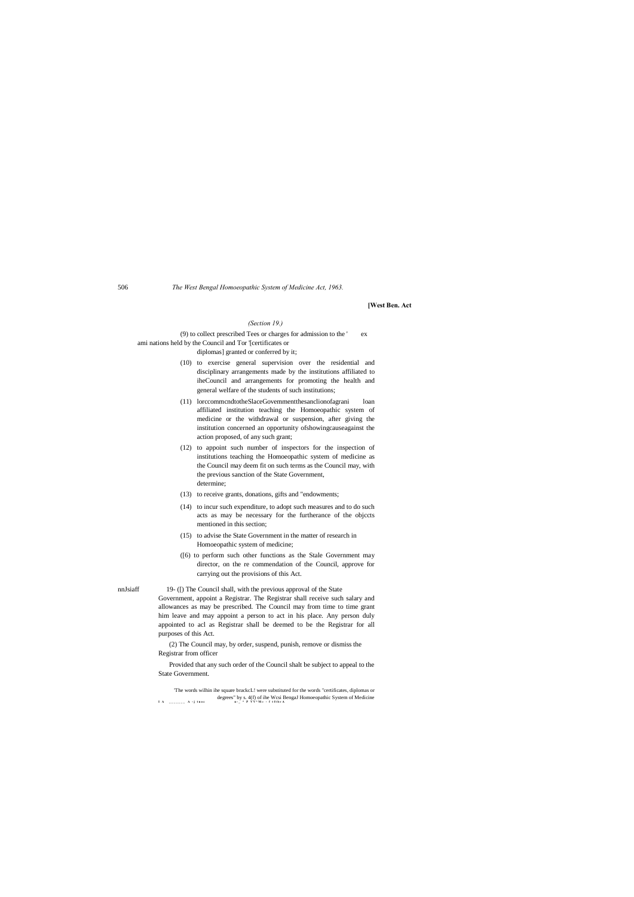*(Section 19.)*

(9) to collect prescribed Tees or charges for admission to the ' ex ami nations held by the Council and Tor '[certificates or diplomas] granted or conferred by it;

(10) to exercise general supervision over the residential and disciplinary arrangements made by the institutions affiliated to iheCouncil and arrangements for promoting the health and general welfare of the students of such institutions;

(11) lorccommcndtotheSlaceGovemmentthesanclionofagrani loan affiliated institution teaching the Homoeopathic system of medicine or the withdrawal or suspension, after giving the institution concerned an opportunity ofshowingcauseagainst the action proposed, of any such grant;

(12) to appoint such number of inspectors for the inspection of institutions teaching the Homoeopathic system of medicine as the Council may deem fit on such terms as the Council may, with the previous sanction of the State Government, determine;

(13) to receive grants, donations, gifts and "endowments;

(14) to incur such expenditure, to adopt such measures and to do such acts as may be necessary for the furtherance of the objccts mentioned in this section;

(15) to advise the State Government in the matter of research in Homoeopathic system of medicine;

([6) to perform such other functions as the Stale Government may director, on the re commendation of the Council, approve for carrying out the provisions of this Act.

nnJsiaff 19- ([) The Council shall, with the previous approval of the State Government, appoint a Registrar. The Registrar shall receive such salary and allowances as may be prescribed. The Council may from time to time grant him leave and may appoint a person to act in his place. Any person duly appointed to acl as Registrar shall be deemed to be the Registrar for all purposes of this Act.

(2) The Council may, by order, suspend, punish, remove or dismiss the Registrar from officer

Provided that any such order of the Council shalt be subject to appeal to the State Government.

'The words wilhin ihe square brackcL! were substituted for the words "certificates, diplomas or degrees" by s. 4(f) of ihe Wcsi BengaJ Homoeopathic System of Medicine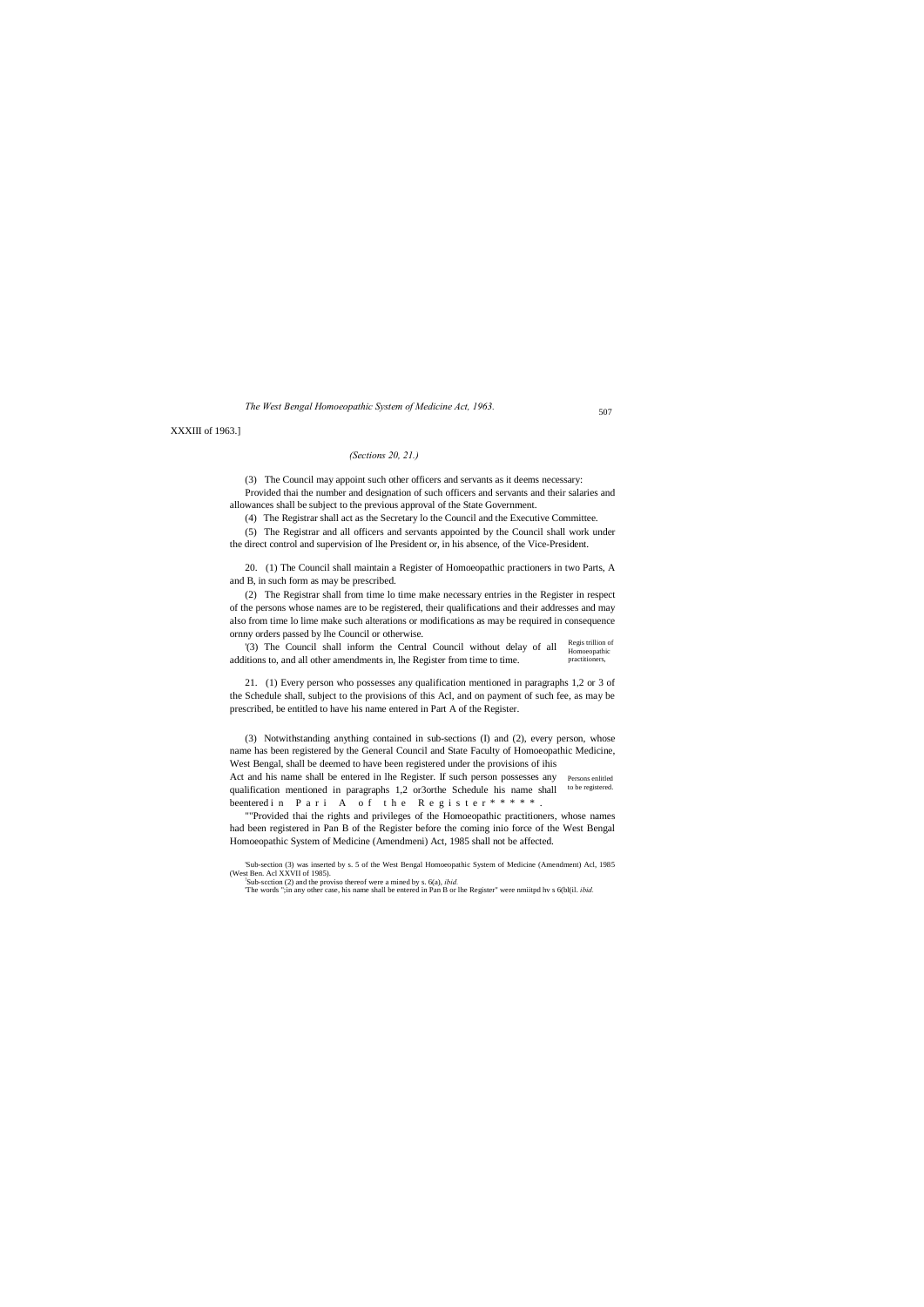XXXIII of 1963.]

*(Sections 20, 21.)*

(3) The Council may appoint such other officers and servants as it deems necessary:

Provided thai the number and designation of such officers and servants and their salaries and allowances shall be subject to the previous approval of the State Government.

(4) The Registrar shall act as the Secretary lo the Council and the Executive Committee.

(5) The Registrar and all officers and servants appointed by the Council shall work under the direct control and supervision of lhe President or, in his absence, of the Vice-President.

Regis trillion of Homoeopathic practitioners,

20. (1) The Council shall maintain a Register of Homoeopathic practioners in two Parts, A and B, in such form as may be prescribed.

(2) The Registrar shall from time to time make necessary entries in the Register in respect of the persons whose names are to be registered, their qualifications and their addresses and may also from time lo lime make such alterations or modifications as may be required in consequence ornny orders passed by lhe Council or otherwise.

[1](3) The Council shall inform the Central Council without delay of all additions to, and all other amendments in, lhe Register from time to time.

Persons enlitled to be registered.

21. (1) Every person who possesses any qualification mentioned in paragraphs 1,2 or 3 of the Schedule shall, subject to the provisions of this Acl, and on payment of such fee, as may be prescribed, be entitled to have his name entered in Part A of the Register.

(3) Notwithstanding anything contained in sub-sections (I) and (2), every person, whose name has been registered by the General Council and State Faculty of Homoeopathic Medicine, West Bengal, shall be deemed to have been registered under the provisions of ihis Act and his name shall be entered in lhe Register. If such person possesses any qualification mentioned in paragraphs 1,2 or3orthe Schedule his name shall beentered in Pari A of the Register\* \* \* \* \*.

""Provided thai the rights and privileges of the Homoeopathic practitioners, whose names had been registered in Pan B of the Register before the coming inio force of the West Bengal Homoeopathic System of Medicine (Amendmeni) Act, 1985 shall not be affected.

[1]Sub-section (3) was inserted by s. 5 of the West Bengal Homoeopathic System of Medicine (Amendment) Acl, 1985 (West Ben. Acl XXVII of 1985).

[2]Sub-scction (2) and the proviso thereof were a mined by s. 6(a), *ibid.*

[3]The words ";in any other case, his name shall be entered in Pan B or lhe Register" were nmiitpd hv s 6(bl(il. *ibid.*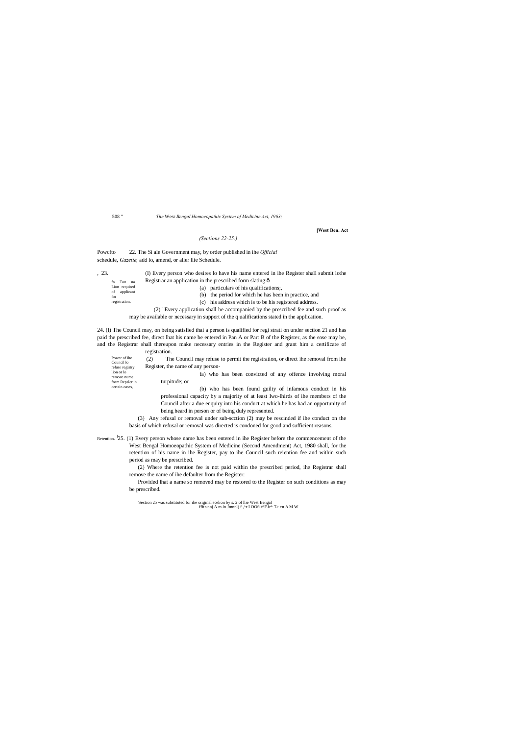[West Ben. Act

*(Sections 22-25.)*

Powcfto schedule. 22. The Si ale Government may, by order published in ihe *Official Gazette,* add lo, amend, or alier llie Schedule.

fn Ton na Lion required of applicant for registration.

23. (I) Every person who desires lo have his name entered in ihe Register shall submit lothe Registrar an application in the prescribed form slating:ð

(a) particulars of his qualifications;,

(b) the period for which he has been in practice, and

(c) his address which is to be his registered address.

(2)" Every application shall be accompanied by the prescribed fee and such proof as may be available or necessary in support of the q ualifications stated in the application.

24. (I) The Council may, on being satisfied thai a person is qualified for regi strati on under section 21 and has paid the prescribed fee, direct lhat his name be entered in Pan A or Part B of the Register, as the ease may be, and the Registrar shall thereupon make necessary entries in the Register and grant him a certificate of registration.

Power of ihe Council lo refuse registry lion or lo remove nume from Repslcr in certain cases,

(2) The Council may refuse to permit the registration, or direct ihe removal from ihe Register, the name of any person-

fa) who has been convicted of any offence involving moral turpitude; or

(b) who has been found guilty of infamous conduct in his professional capacity by a majority of at least Iwo-lhirds of ihe members of the Council after a due enquiry into his conduct at which he has had an opportunity of being heard in person or of being duly represented.

(3) Any refusal or removal under sub-scction (2) may be rescinded if ihe conduct on the basis of which refusal or removal was directed is condoned for good and sufficient reasons.

Retention. [1]25. (1) Every person whose name has been entered in ihe Register before the commencement of the West Bengal Homoeopathic System of Medicine (Second Amendment) Act, 1980 shall, for the retention of his name in ihe Register, pay to ihe Council such reiention fee and within such period as may be prescribed.

(2) Where the retention fee is not paid within the prescribed period, ihe Registrar shall remove the name of ihe defaulter from the Register:

Provided lhat a name so removed may be restored to the Register on such conditions as may be prescribed.

[1]Section 25 was substituted for ihe original scelion by s. 2 of llie West Bengal ffftr-nnj A m.in Jmnnl) f ,^r I OOfi t\\F.ir* T> en A M W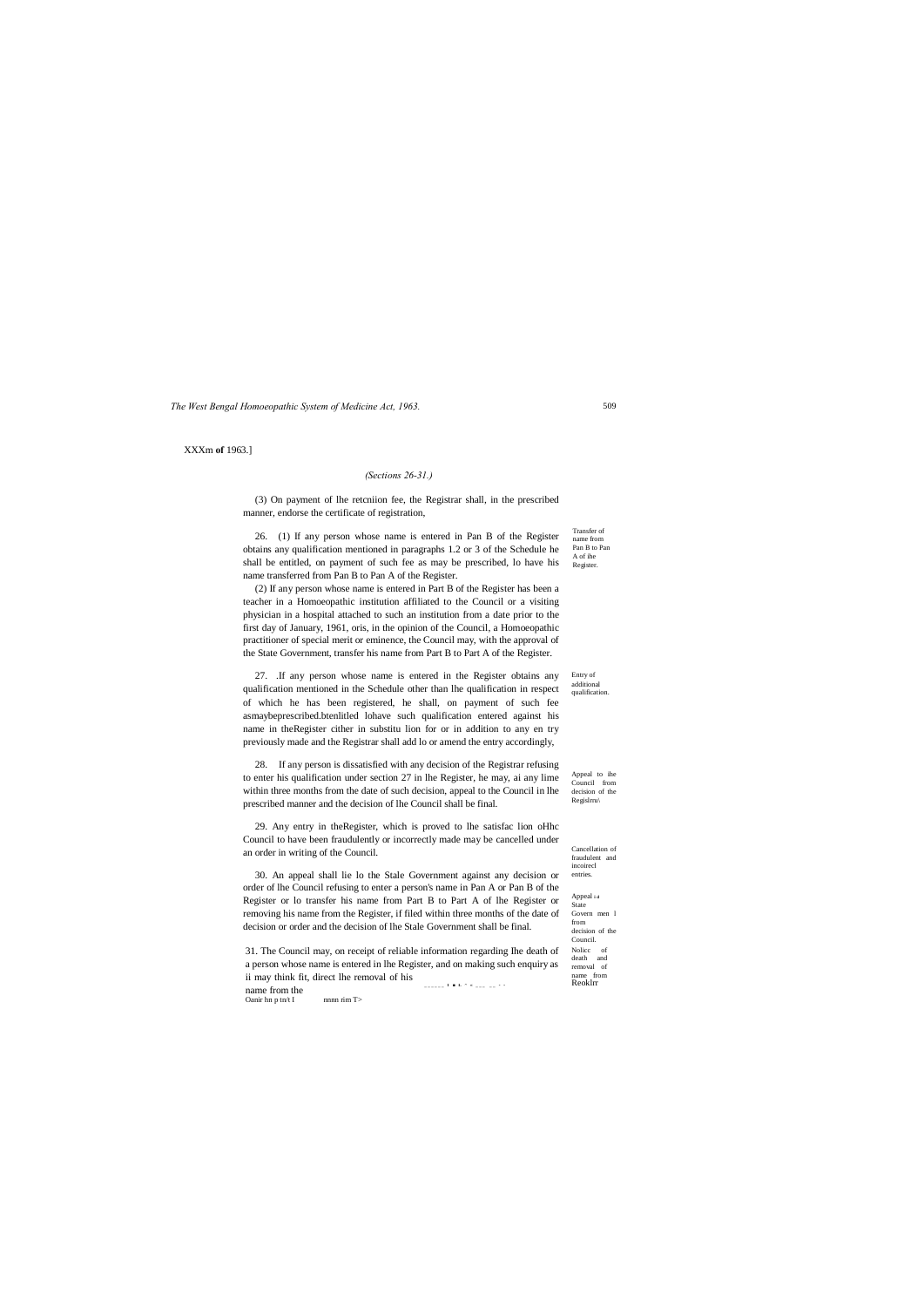XXXm **of** 1963.]

*(Sections 26-31.)*

(3) On payment of lhe retcniion fee, the Registrar shall, in the prescribed manner, endorse the certificate of registration,

Transfer of name from Pan B to Pan A of ihe Register.

26. (1) If any person whose name is entered in Pan B of the Register obtains any qualification mentioned in paragraphs 1.2 or 3 of the Schedule he shall be entitled, on payment of such fee as may be prescribed, lo have his name transferred from Pan B to Pan A of the Register.

(2) If any person whose name is entered in Part B of the Register has been a teacher in a Homoeopathic institution affiliated to the Council or a visiting physician in a hospital attached to such an institution from a date prior to the first day of January, 1961, oris, in the opinion of the Council, a Homoeopathic practitioner of special merit or eminence, the Council may, with the approval of the State Government, transfer his name from Part B to Part A of the Register.

Entry of additional qualification.

27. .If any person whose name is entered in the Register obtains any qualification mentioned in the Schedule other than lhe qualification in respect of which he has been registered, he shall, on payment of such fee asmaybeprescribed.btenlitled lohave such qualification entered against his name in theRegister cither in substitu lion for or in addition to any en try previously made and the Registrar shall add lo or amend the entry accordingly,

Appeal to ihe Council from decision of the Regislrru\

28. If any person is dissatisfied with any decision of the Registrar refusing to enter his qualification under section 27 in lhe Register, he may, ai any lime within three months from the date of such decision, appeal to the Council in lhe prescribed manner and the decision of lhe Council shall be final.

Cancellation of fraudulent and incoirecl entries.

29. Any entry in theRegister, which is proved to lhe satisfac lion oHhc Council to have been fraudulently or incorrectly made may be cancelled under an order in writing of the Council.

Appeal ia State Govern men l from decision of the Council.

30. An appeal shall lie lo the Stale Government against any decision or order of lhe Council refusing to enter a person's name in Pan A or Pan B of the Register or lo transfer his name from Part B to Part A of lhe Register or removing his name from the Register, if filed within three months of the date of decision or order and the decision of lhe Stale Government shall be final.

Nolicc of death and removal of name from Reoklrr

31. The Council may, on receipt of reliable information regarding lhe death of a person whose name is entered in lhe Register, and on making such enquiry as ii may think fit, direct lhe removal of his name from the

Oanir hn p tn/t I nnnn rim T>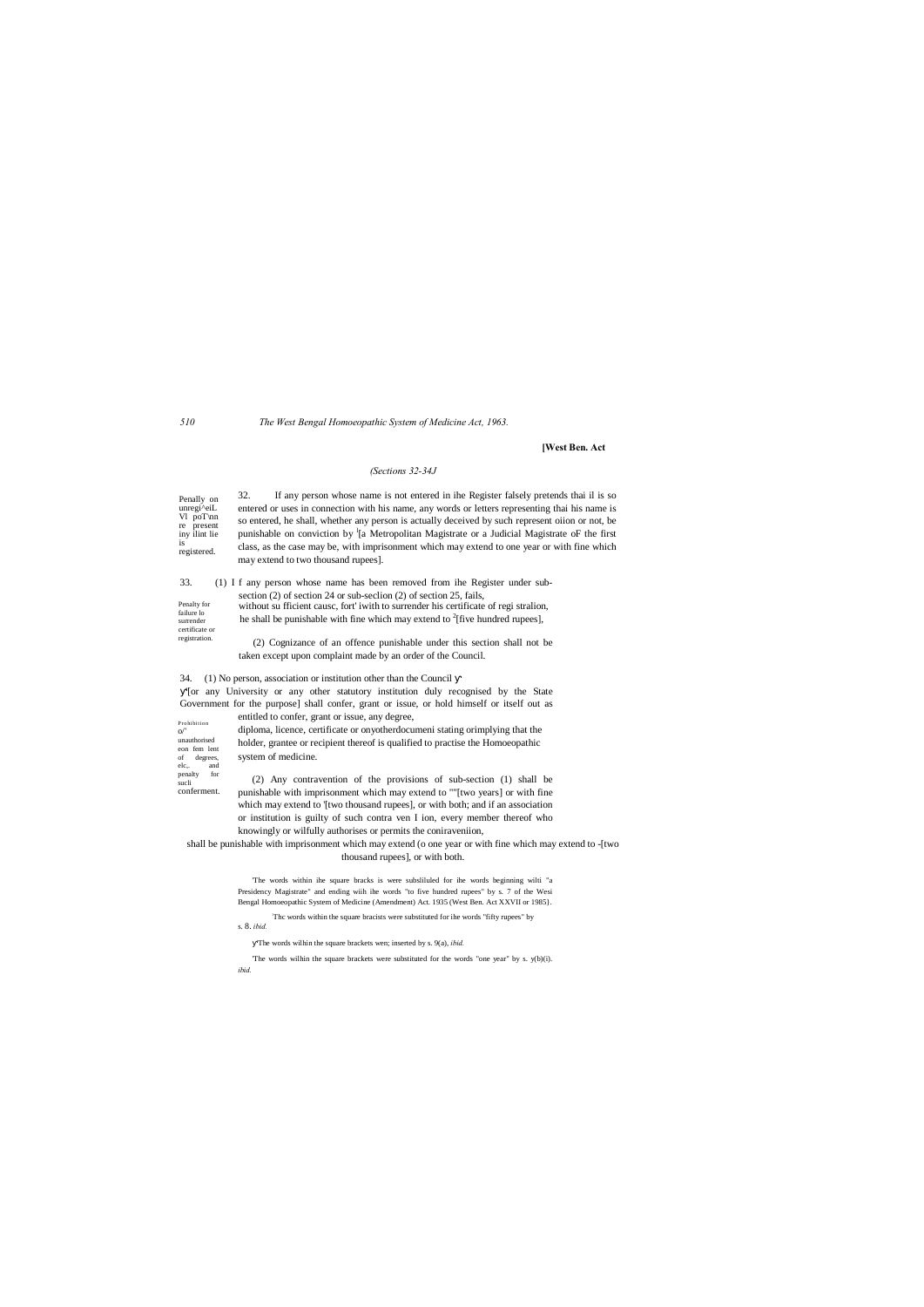[West Ben. Act

*(Sections 32-34J*

Penally on unregi^eiL Vl poT\nn re present iny ilint lie is registered.

32. If any person whose name is not entered in ihe Register falsely pretends thai il is so entered or uses in connection with his name, any words or letters representing thai his name is so entered, he shall, whether any person is actually deceived by such represent oiion or not, be punishable on conviction by [1][a Metropolitan Magistrate or a Judicial Magistrate oF the first class, as the case may be, with imprisonment which may extend to one year or with fine which may extend to two thousand rupees].

Penalty for failure lo surrender certificate or registration.

33. (1) I f any person whose name has been removed from ihe Register under sub-section (2) of section 24 or sub-seclion (2) of section 25, fails, without su fficient causc, fort' iwith to surrender his certificate of regi stralion, he shall be punishable with fine which may extend to [2][five hundred rupees],

(2) Cognizance of an offence punishable under this section shall not be taken except upon complaint made by an order of the Council.

Prohibition o/' unauthorised eon fem lent of degrees, elc,. and penalty for sucli conferment.

34. (1) No person, association or institution other than the Council y' y'[or any University or any other statutory institution duly recognised by the State Government for the purpose] shall confer, grant or issue, or hold himself or itself out as entitled to confer, grant or issue, any degree, diploma, licence, certificate or onyotherdocumeni stating orimplying that the holder, grantee or recipient thereof is qualified to practise the Homoeopathic system of medicine.

(2) Any contravention of the provisions of sub-section (1) shall be punishable with imprisonment which may extend to ""[two years] or with fine which may extend to '[two thousand rupees], or with both; and if an association or institution is guilty of such contra ven I ion, every member thereof who knowingly or wilfully authorises or permits the coniraveniion, shall be punishable with imprisonment which may extend (o one year or with fine which may extend to -[two thousand rupees], or with both.

'The words within ihe square bracks is were subsliluled for ihe words beginning wilti "a Presidency Magistrate" and ending wiih ihe words "to five hundred rupees" by s. 7 of the Wesi Bengal Homoeopathic System of Medicine (Amendment) Act. 1935 (West Ben. Act XXVII or 1985).

Thc words within the square bracists were substituted for ihe words "fifty rupees" by s. 8. *ibid.*

y'The words wilhin the square brackets wen; inserted by s. 9(a), *ibid.*

'The words wilhin the square brackets were substituted for the words "one year" by s. y(b)(i). *ibid.*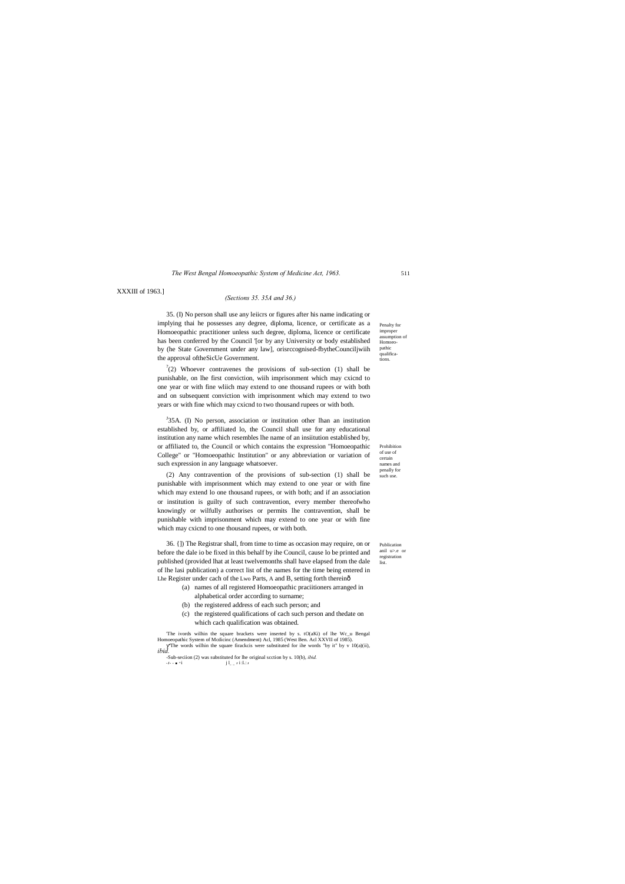XXXIII of 1963.]

*(Sections 35. 35A and 36.)*

Penalty for improper assumption of Homoeopathic qualifications.

35. (I) No person shall use any leiicrs or figures after his name indicating or implying thai he possesses any degree, diploma, licence, or certificate as a Homoeopathic practitioner unless such degree, diploma, licence or certificate has been conferred by the Council '[or by any University or body established by (he State Government under any law], orisrccognised-fbytheCounciljwiih the approval oftheSicUe Government.

[7](2) Whoever contravenes the provisions of sub-section (1) shall be punishable, on lhe first conviction, wiih imprisonment which may cxicnd to one year or with fine wliich may extend to one thousand rupees or with both and on subsequent conviction with imprisonment which may extend to two years or with fine which may cxicnd to two thousand rupees or with both.

Prohibition of use of certain names and penally for such use.

[J]35A. (I) No person, association or institution other lhan an institution established by, or affiliated lo, the Council shall use for any educational institution any name which resembles lhe name of an insiitution established by, or affiliated to, the Council or which contains the expression "Homoeopathic College" or "Homoeopathic Institution" or any abbreviation or variation of such expression in any language whatsoever.

(2) Any contravention of the provisions of sub-section (1) shall be punishable with imprisonment which may extend to one year or with fine which may extend lo one thousand rupees, or with both; and if an association or institution is guilty of such contravention, every member thereofwho knowingly or wilfully authorises or permits lhe contravention, shall be punishable with imprisonment which may extend to one year or with fine which may cxicnd to one thousand rupees, or with both.

Publication anil u>.e or registration list.

36. {]) The Registrar shall, from time to time as occasion may require, on or before the dale io be fixed in this behalf by ihe Council, cause lo be printed and published (provided lhat at least twelvemonths shall have elapsed from the dale of lhe lasi publication) a correct list of the names for the time being entered in Lhe Register under cach of the Lwo Parts, A and B, setting forth thereinð

- (a) names of all registered Homoeopathic praciitioners arranged in alphabetical order according to surname;
- (b) the registered address of each such person; and
- (c) the registered qualifications of cach such person and thedate on which cach qualification was obtained.

'The ivords wilhin the square brackets were inserted by s. tO(aKi) of lhe Wc_u Bengal Homoeopathic System of Mcdicinc (Amendment) Acl, 1985 (West Ben. Acl XXVII of 1985).

ɣThe words wilhin the square firackcis were substituted for ihe words "by it" by v 10(a)(ii), *ibid.*

-Sub-seciion (2) was substituted for lhe original scction by s. 10(b), *ibid.*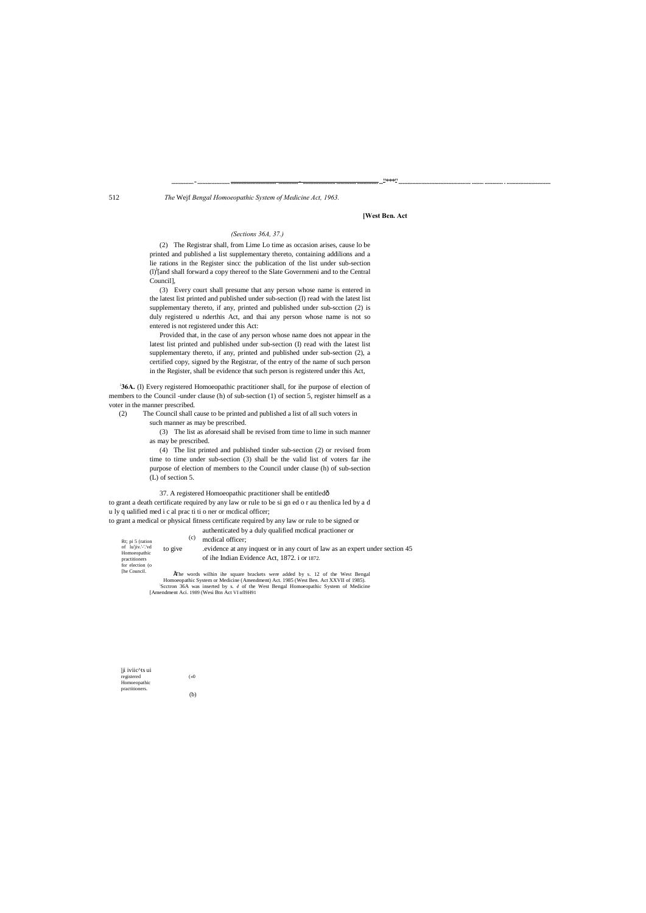[West Ben. Act

*(Sections 36A, 37.)*

(2) The Registrar shall, from Lime Lo time as occasion arises, cause lo be printed and published a list supplementary thereto, containing addilions and a lie rations in the Register sincc the publication of the list under sub-section (l)[1][and shall forward a copy thereof to the Slate Governmeni and to the Central Council],

(3) Every court shall presume that any person whose name is entered in the latest list printed and published under sub-section (I) read with the latest list supplementary thereto, if any, printed and published under sub-scction (2) is duly registered u nderthis Act, and thai any person whose name is not so entered is not registered under this Act:

Provided that, in the case of any person whose name does not appear in the latest list printed and published under sub-section (I) read with the latest list supplementary thereto, if any, printed and published under sub-section (2), a certified copy, signed by the Registrar, of the entry of the name of such person in the Register, shall be evidence that such person is registered under this Act,

Rt; pi 5 (ration of lu'jiv.'-'.'vd Homoeopathic practitioners for election (o [he Council.

[2]**36A.** (I) Every registered Homoeopathic practitioner shall, for ihe purpose of election of members to the Council -under clause (h) of sub-section (1) of section 5, register himself as a voter in the manner prescribed.

(2) The Council shall cause to be printed and published a list of all such voters in such manner as may be prescribed.

(3) The list as aforesaid shall be revised from time to lime in such manner as may be prescribed.

(4) The list printed and published tinder sub-section (2) or revised from time to time under sub-section (3) shall be the valid list of voters far ihe purpose of election of members to the Council under clause (h) of sub-section (L) of section 5.

|ji iviic^ts ui registered Homoeopathic practitioners.

37. A registered Homoeopathic practitioner shall be entitledô

(«0 to grant a death certificate required by any law or rule to be si gn ed o r au thenlica led by a d u ly q ualified med i c al prac ti ti o ner or mcdical officer;

(b) to grant a medical or physical fitness certificate required by any law or rule to be signed or authenticated by a duly qualified mcdical practioner or mcdical officer;

(c) to give .evidence at any inquest or in any court of law as an expert under section 45 of ihe Indian Evidence Act, 1872. i or 1872.

[1]The words wilhin ihe square brackets were added by s. 12 of the West Bengal Homoeopathic System or Medicine (Amendment) Act. 1985 (West Ben. Act XXVII of 1985).

[2]Scctron 36A was inserted by s. 4 of the West Bengal Homoeopathic System of Medicine [Amendment Aci. 1989 (Wesi Btn Act VI nf l9H91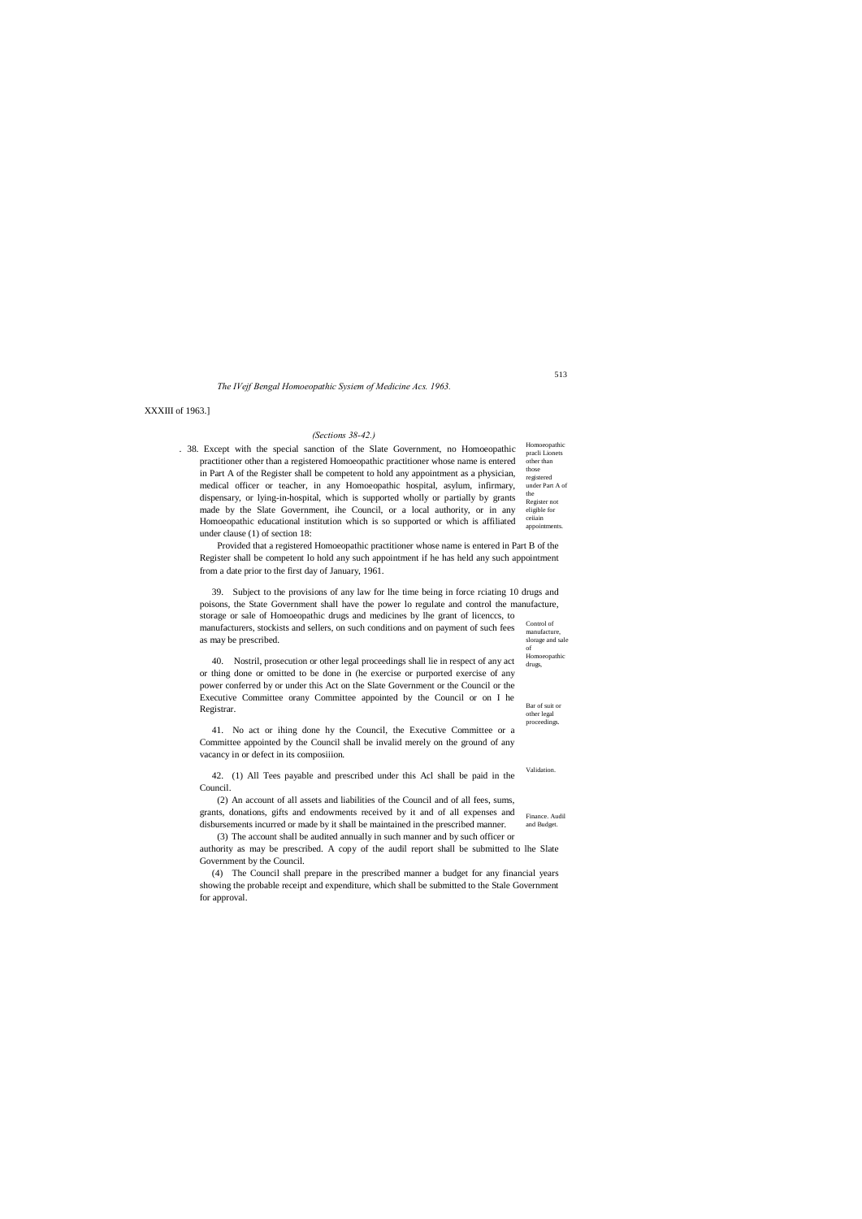*The IVejf Bengal Homoeopathic Sysiem of Medicine Acs. 1963.*

XXXIII of 1963.]

*(Sections 38-42.)*

Homoeopathic pracli Lionets other than those registered under Part A of the Register not eligible for ceiiain appointments.

. 38. Except with the special sanction of the Slate Government, no Homoeopathic practitioner other than a registered Homoeopathic practitioner whose name is entered in Part A of the Register shall be competent to hold any appointment as a physician, medical officer or teacher, in any Homoeopathic hospital, asylum, infirmary, dispensary, or lying-in-hospital, which is supported wholly or partially by grants made by the Slate Government, ihe Council, or a local authority, or in any Homoeopathic educational institution which is so supported or which is affiliated under clause (1) of section 18:

Provided that a registered Homoeopathic practitioner whose name is entered in Part B of the Register shall be competent lo hold any such appointment if he has held any such appointment from a date prior to the first day of January, 1961.

Control of manufacture, slorage and sale of Homoeopathic drugs,

39. Subject to the provisions of any law for lhe time being in force rciating 10 drugs and poisons, the State Government shall have the power lo regulate and control the manufacture, storage or sale of Homoeopathic drugs and medicines by lhe grant of licenccs, to manufacturers, stockists and sellers, on such conditions and on payment of such fees as may be prescribed.

Bar of suit or other legal proceedings.

40. Nostril, prosecution or other legal proceedings shall lie in respect of any act or thing done or omitted to be done in (he exercise or purported exercise of any power conferred by or under this Act on the Slate Government or the Council or the Executive Committee orany Committee appointed by the Council or on I he Registrar.

Validation.

41. No act or ihing done hy the Council, the Executive Committee or a Committee appointed by the Council shall be invalid merely on the ground of any vacancy in or defect in its composiiion.

Finance. Audil and Budget.

42. (1) All Tees payable and prescribed under this Acl shall be paid in the Council.

(2) An account of all assets and liabilities of the Council and of all fees, sums, grants, donations, gifts and endowments received by it and of all expenses and disbursements incurred or made by it shall be maintained in the prescribed manner.

(3) The account shall be audited annually in such manner and by such officer or authority as may be prescribed. A copy of the audil report shall be submitted to lhe Slate Government by the Council.

(4) The Council shall prepare in the prescribed manner a budget for any financial years showing the probable receipt and expenditure, which shall be submitted to the Stale Government for approval.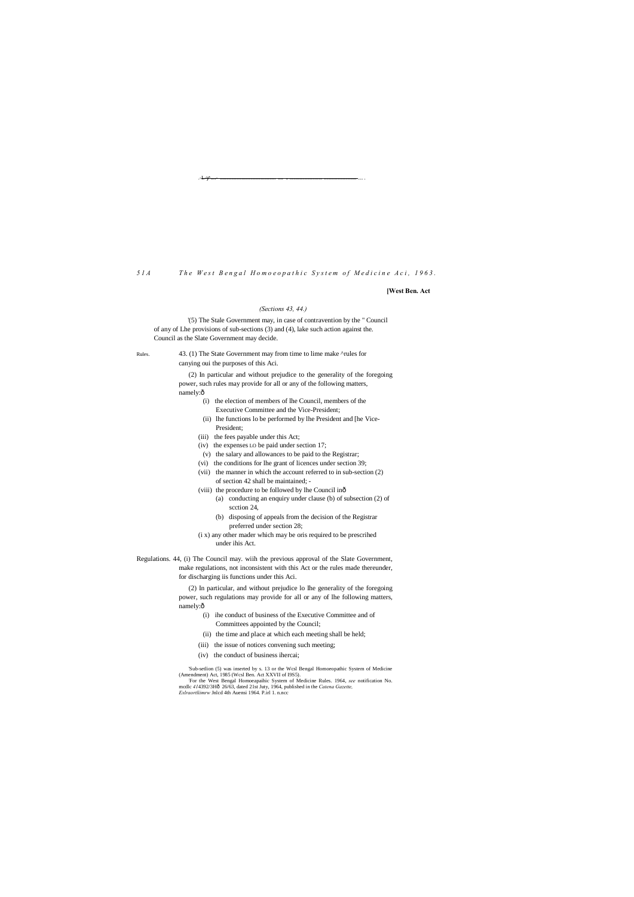*(Sections 43, 44.)*

[1](5) The Stale Government may, in case of contravention by the " Council of any of Lhe provisions of sub-sections (3) and (4), lake such action against the. Council as the Slate Government may decide.

Rules. 43. (1) The State Government may from time to lime make [2]rules for canying oui the purposes of this Aci.

(2) In particular and without prejudice to the generality of the foregoing power, such rules may provide for all or any of the following matters, namely:ô

- (i) the election of members of lhe Council, members of the Executive Committee and the Vice-President;
- (ii) lhe functions lo be performed by lhe President and [he Vice-President;
- (iii) the fees payable under this Act;
- (iv) the expenses LO be paid under section 17;
- (v) the salary and allowances to be paid to the Registrar;
- (vi) the conditions for lhe grant of licences under section 39;
- (vii) the manner in which the account referred to in sub-section (2) of section 42 shall be maintained; -
- (viii) the procedure to be followed by lhe Council inô
  - (a) conducting an enquiry under clause (b) of subsection (2) of scction 24,
  - (b) disposing of appeals from the decision of the Registrar preferred under section 28;
- (i x) any other mader which may be oris required to be prescrihed under ihis Act.

Regulations. 44, (i) The Council may. wiih the previous approval of the Slate Government, make regulations, not inconsistent with this Act or the rules made thereunder, for discharging iis functions under this Aci.

(2) In particular, and without prejudice lo Ihe generality of the foregoing power, such regulations may provide for all or any of lhe following matters, namely:ô

- (i) ihe conduct of business of the Executive Committee and of Committees appointed by the Council;
- (ii) the time and place at which each meeting shall be held;
- (iii) the issue of notices convening such meeting;
- (iv) the conduct of business ihercai;

[1]Sub-setlion (5) was inserted by s. 13 or the Wcsl Bengal Homoeopathic System of Medicine (Amendment) Act, 1985 (Wcsl Ben. Act XXVII of I9S5).

[2]For the West Bengal Homoeapaihic System of Medicine Rules. 1964, *see* notification No. mcdlc 4/4392/3Hô 26/63, dated 21st Juty, 1964, published in the *Catena Gazette, Exlraortliimrw* Jnlcd 4th Auensi 1964. P.irl 1. n.ncc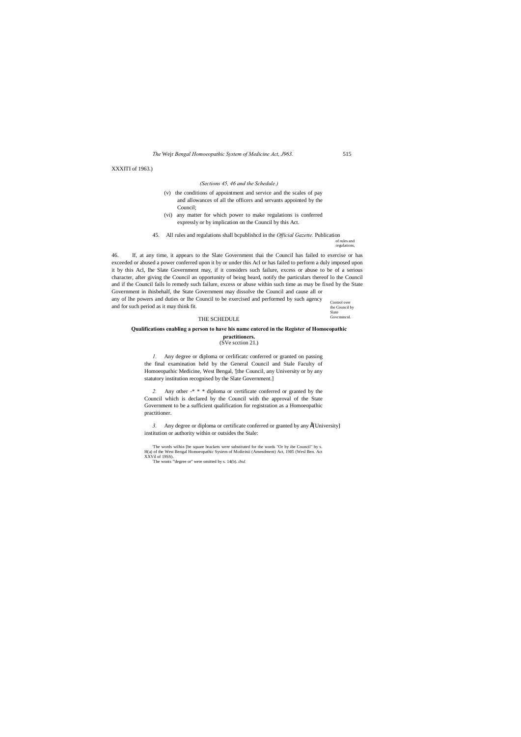XXXITI of 1963.)

*(Sections 45, 46 and the Schedule.)*

(v) the conditions of appointment and service and the scales of pay and allowances of all the officers and servants appointed by the Council;

(vi) any matter for which power to make regulations is conferred expressly or by implication on the Council by this Act.

Publication of rules and regulations,

45. All rules and regulations shall bcpublishcd in the *Official Gazette.*

Control over the Council by Slate Govcmmcnl.

46. If, at any time, it appears to the Slate Government thai the Council has failed to exercise or has exceeded or abused a power conferred upon it by or under this Acl or has failed to perform a duly imposed upon it by this Acl, lhe Slate Government may, if it considers such failure, excess or abuse to be of a serious character, after giving the Council an opportunity of being heard, notify the particulars thereof lo the Council and if the Council fails lo remedy such failure, excess or abuse within such time as may be fixed by the State Government in ihisbehalf, the State Government may dissolve the Council and cause all or any of lhe powers and duties or lhe Council to be exercised and performed by such agency and for such period as it may think fit.

## THE SCHEDULE

**Qualifications enabling a person to have his name entered in the Register of Homoeopathic practitioners.**
(SVe scction 21.)

*1.* Any degree or diploma or cerlificatc conferred or granted on passing the final examination held by the General Council and Stale Faculty of Homoeopathic Medicine, West Bengal, '[the Council, any University or by any statutory institution recognised by the Slate Government.]

*2.* Any other -* * * diploma or certificate conferred or granted by the Council which is declared by the Council with the approval of the State Government to be a sufficient qualification for registration as a Homoeopathic practitioner.

*3.* Any degree or diploma or certificate conferred or granted by any Å[University] institution or authority within or outsides the Stale:

'The words wilhin [be square brackets were substituted for the words "Or by ibe Council" by s. H(a) of the West Bengal Homoeopathic Sysiem of Mcdieinii (Amendment) Act, 1985 (Wesl Ben. Act XXVil of 19SS).

'The wonts "'degree or" were omitted by s. 14(b). *ibid.*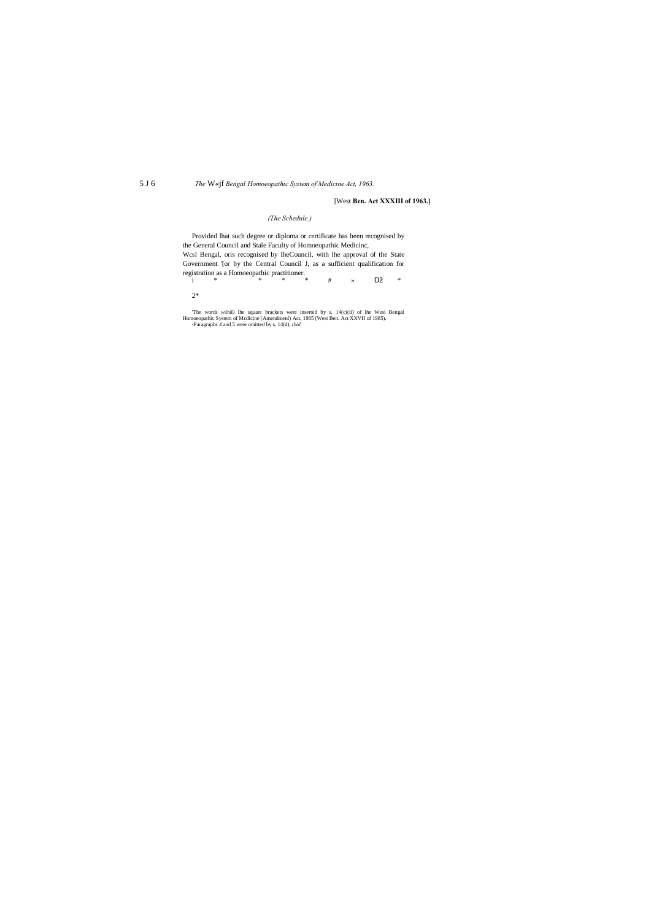[West **Ben. Act XXXIII of 1963.]**

*(The Schedule.)*

Provided lhat such degree or diploma or certificate has been recognised by the General Council and Stale Faculty of Homoeopathic Medicinc, Wcsl Bengal, oris recognised by lheCouncil, with lhe approval of the State Government '[or by the Central Council J, as a sufficient qualification for registration as a Homoeopathic practitioner.

i * * * * # » Dž *

2*

'The words wilhiD lhe square brackets were inserted by s. 14(c)(ii) of ihe Wesi Bengal Homoeopathic System of Mcdicine (Amendmenl) Act, 1985 (West Ben. Act XXVII of 1985).
-Paragraphs 4 and 5 were omitted by s, 14(d), *ibid.*